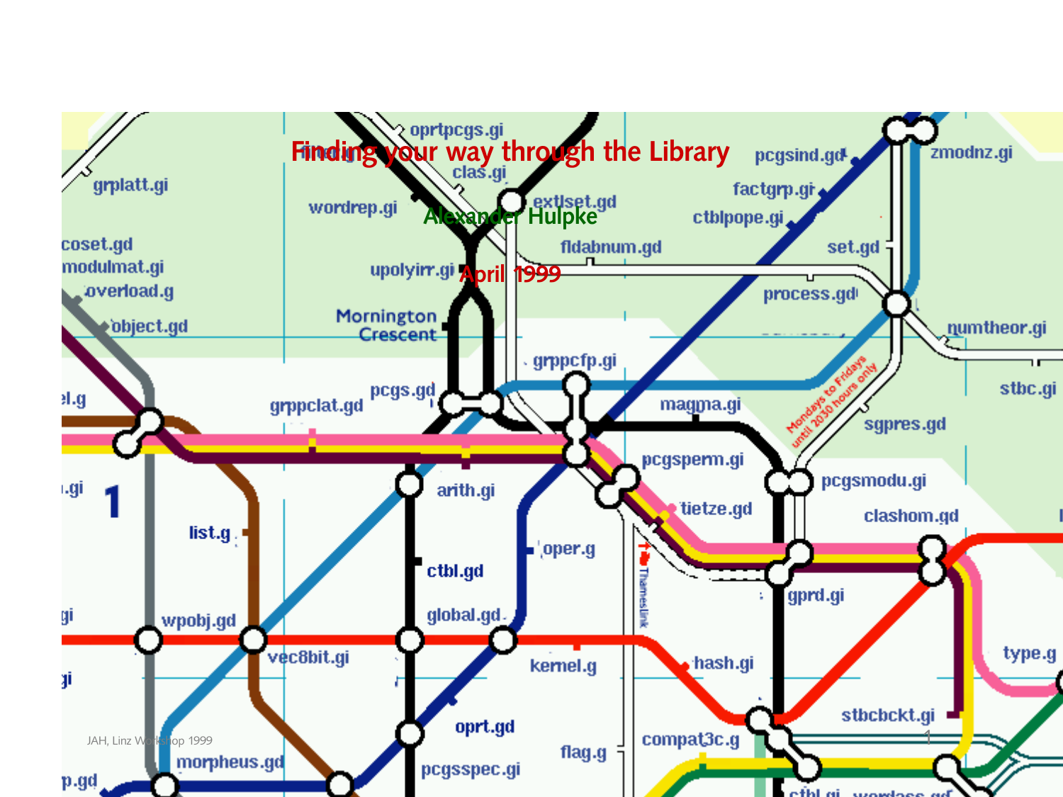# Finding your way through the Library

Alexander Hulpke

April 1999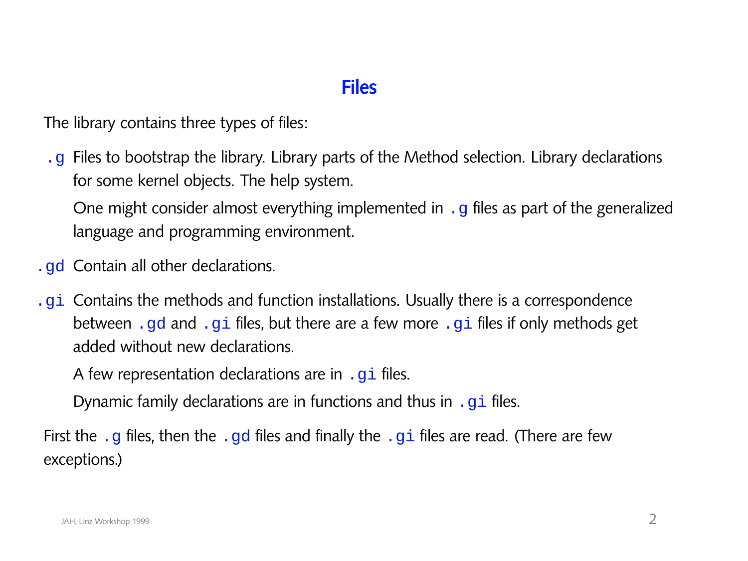# Files

The library contains three types of files:

`.g` Files to bootstrap the library. Library parts of the Method selection. Library declarations for some kernel objects. The help system.

One might consider almost everything implemented in `.g` files as part of the generalized language and programming environment.

`.gd` Contain all other declarations.

`.gi` Contains the methods and function installations. Usually there is a correspondence between `.gd` and `.gi` files, but there are a few more `.gi` files if only methods get added without new declarations.

A few representation declarations are in `.gi` files.

Dynamic family declarations are in functions and thus in `.gi` files.

First the `.g` files, then the `.gd` files and finally the `.gi` files are read. (There are few exceptions.)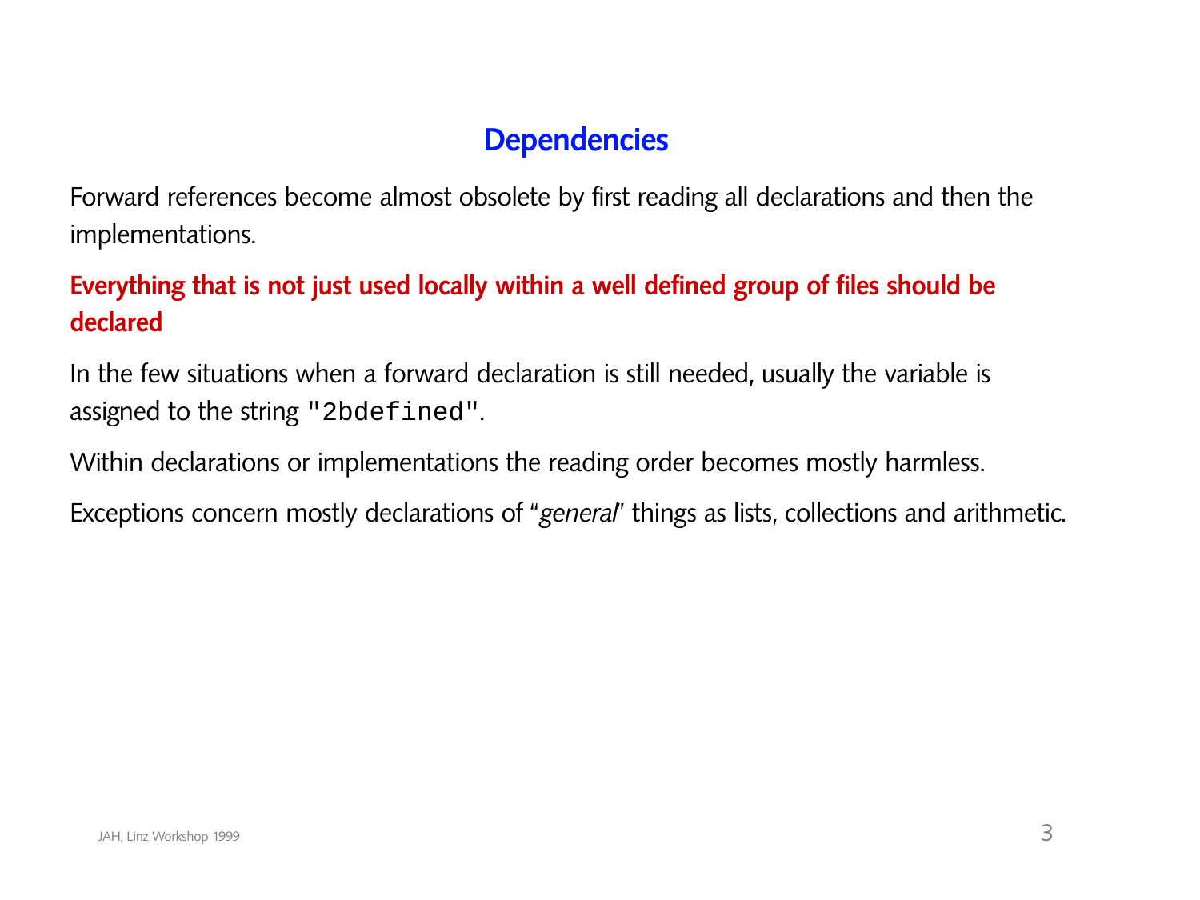## Dependencies

Forward references become almost obsolete by first reading all declarations and then the implementations.

**Everything that is not just used locally within a well defined group of files should be declared**

In the few situations when a forward declaration is still needed, usually the variable is assigned to the string `"2bdefined"`.

Within declarations or implementations the reading order becomes mostly harmless.

Exceptions concern mostly declarations of "*general*" things as lists, collections and arithmetic.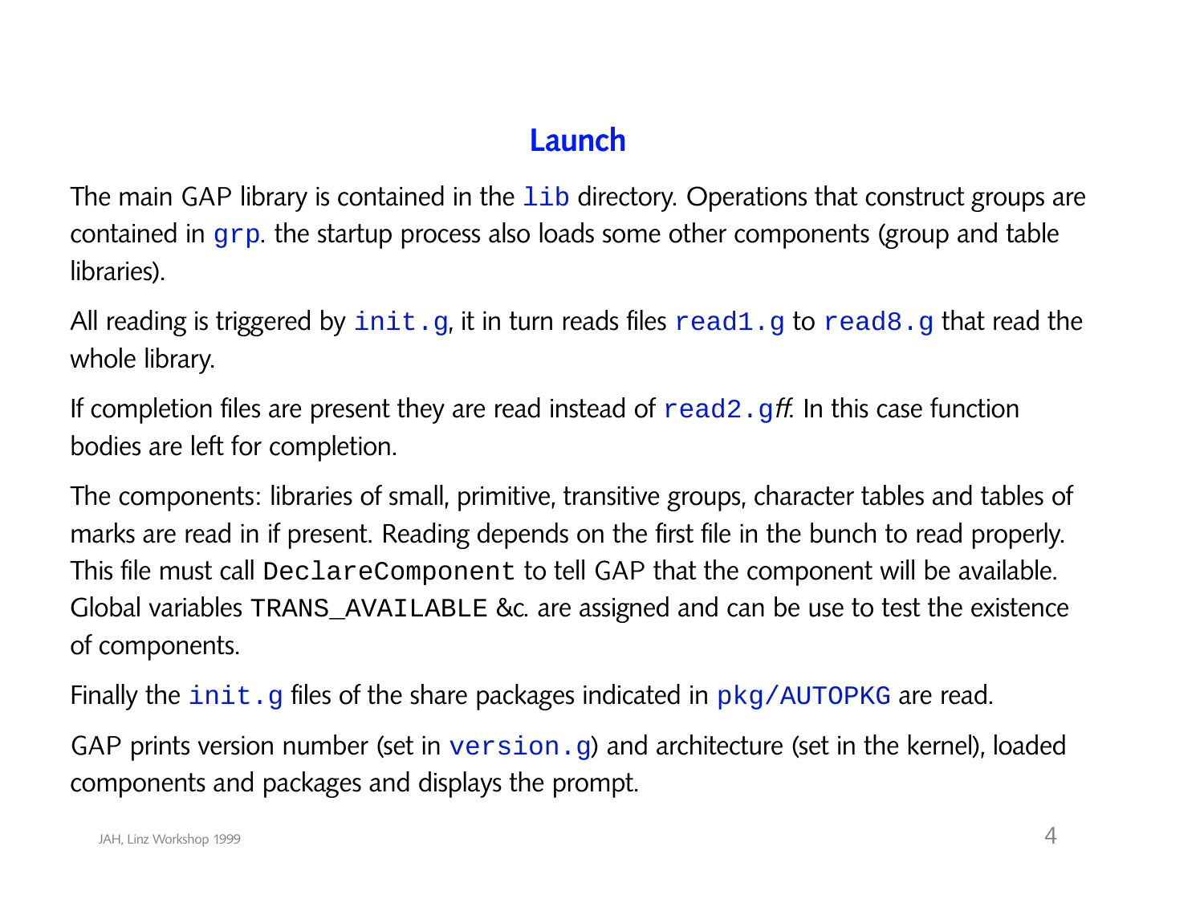# Launch

The main GAP library is contained in the `lib` directory. Operations that construct groups are contained in `grp`. the startup process also loads some other components (group and table libraries).

All reading is triggered by `init.g`, it in turn reads files `read1.g` to `read8.g` that read the whole library.

If completion files are present they are read instead of `read2.g`*ff*. In this case function bodies are left for completion.

The components: libraries of small, primitive, transitive groups, character tables and tables of marks are read in if present. Reading depends on the first file in the bunch to read properly. This file must call `DeclareComponent` to tell GAP that the component will be available. Global variables `TRANS_AVAILABLE` &c. are assigned and can be use to test the existence of components.

Finally the `init.g` files of the share packages indicated in `pkg/AUTOPKG` are read.

GAP prints version number (set in `version.g`) and architecture (set in the kernel), loaded components and packages and displays the prompt.

JAH, Linz Workshop 1999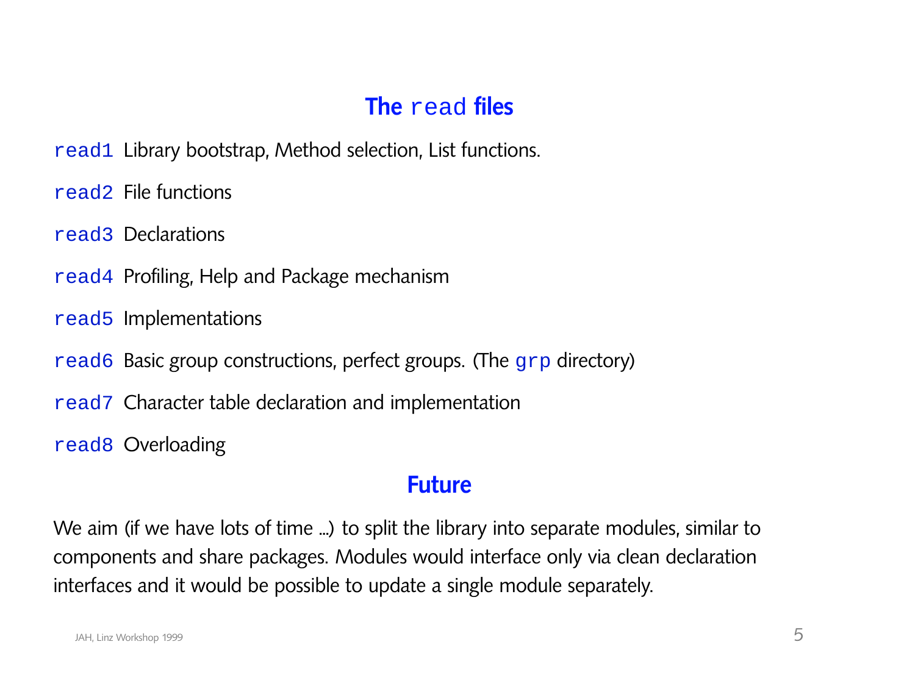## The `read` files

`read1` Library bootstrap, Method selection, List functions.

`read2` File functions

`read3` Declarations

`read4` Profiling, Help and Package mechanism

`read5` Implementations

`read6` Basic group constructions, perfect groups. (The `grp` directory)

`read7` Character table declaration and implementation

`read8` Overloading

## Future

We aim (if we have lots of time ...) to split the library into separate modules, similar to components and share packages. Modules would interface only via clean declaration interfaces and it would be possible to update a single module separately.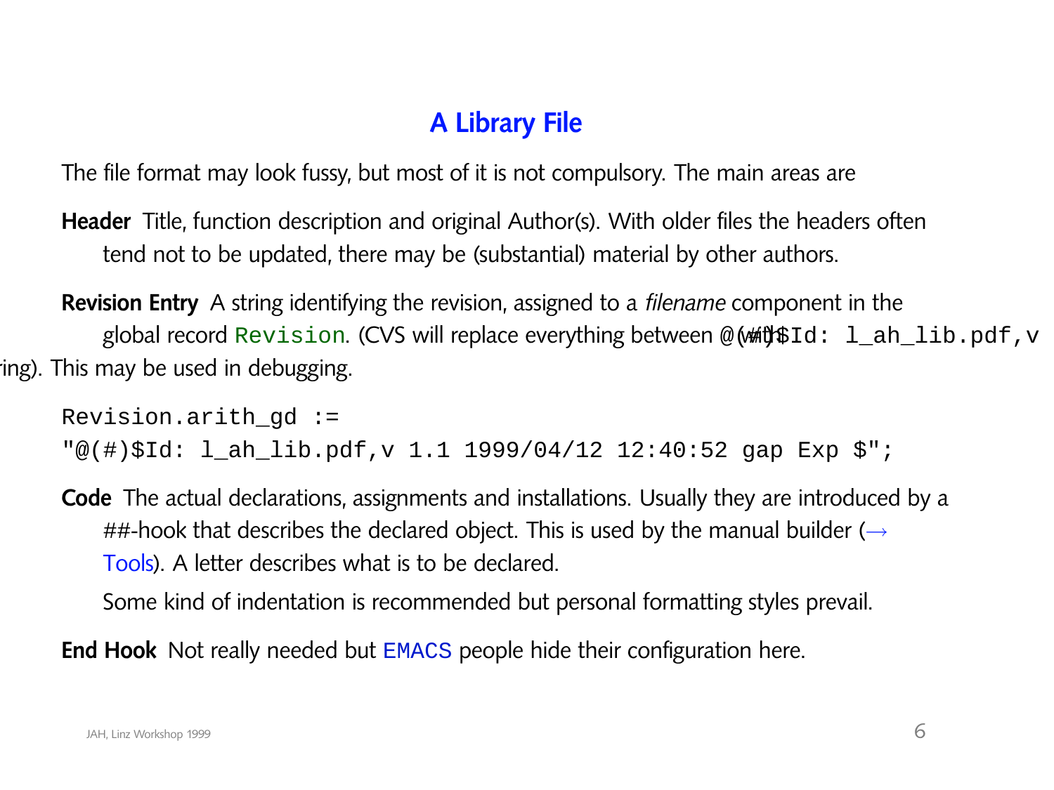# A Library File

The file format may look fussy, but most of it is not compulsory. The main areas are

**Header** Title, function description and original Author(s). With older files the headers often tend not to be updated, there may be (substantial) material by other authors.

**Revision Entry** A string identifying the revision, assigned to a *filename* component in the global record `Revision`. (CVS will replace everything between @(#)$Id: l_ah_lib.pdf,v ring). This may be used in debugging.

```
Revision.arith_gd :=
"@(#)$Id: l_ah_lib.pdf,v 1.1 1999/04/12 12:40:52 gap Exp $";
```

**Code** The actual declarations, assignments and installations. Usually they are introduced by a ##-hook that describes the declared object. This is used by the manual builder (→ Tools). A letter describes what is to be declared.

Some kind of indentation is recommended but personal formatting styles prevail.

**End Hook** Not really needed but `EMACS` people hide their configuration here.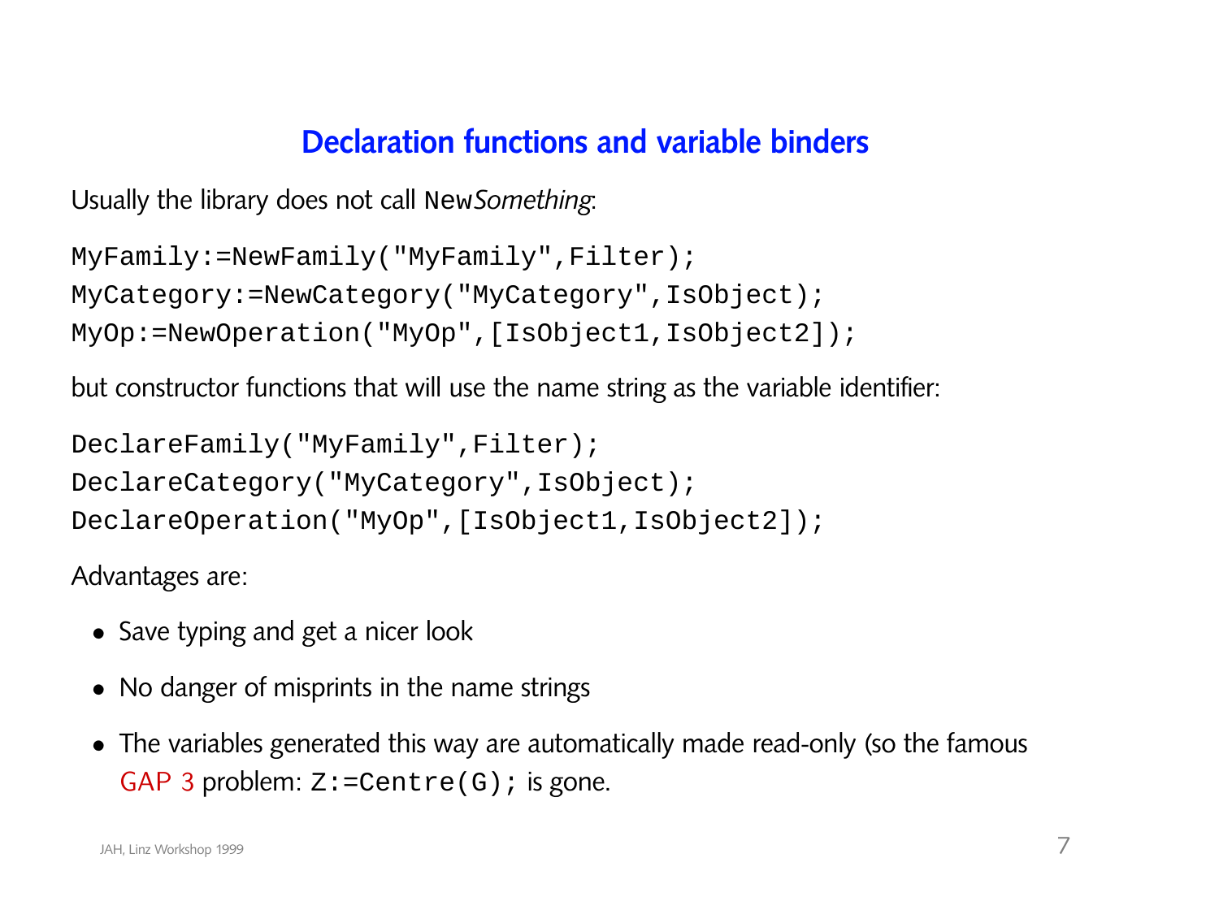## Declaration functions and variable binders

Usually the library does not call `New`*Something*:

```
MyFamily:=NewFamily("MyFamily",Filter);
MyCategory:=NewCategory("MyCategory",IsObject);
MyOp:=NewOperation("MyOp",[IsObject1,IsObject2]);
```

but constructor functions that will use the name string as the variable identifier:

```
DeclareFamily("MyFamily",Filter);
DeclareCategory("MyCategory",IsObject);
DeclareOperation("MyOp",[IsObject1,IsObject2]);
```

Advantages are:

- Save typing and get a nicer look
- No danger of misprints in the name strings
- The variables generated this way are automatically made read-only (so the famous GAP 3 problem: `Z:=Centre(G);` is gone.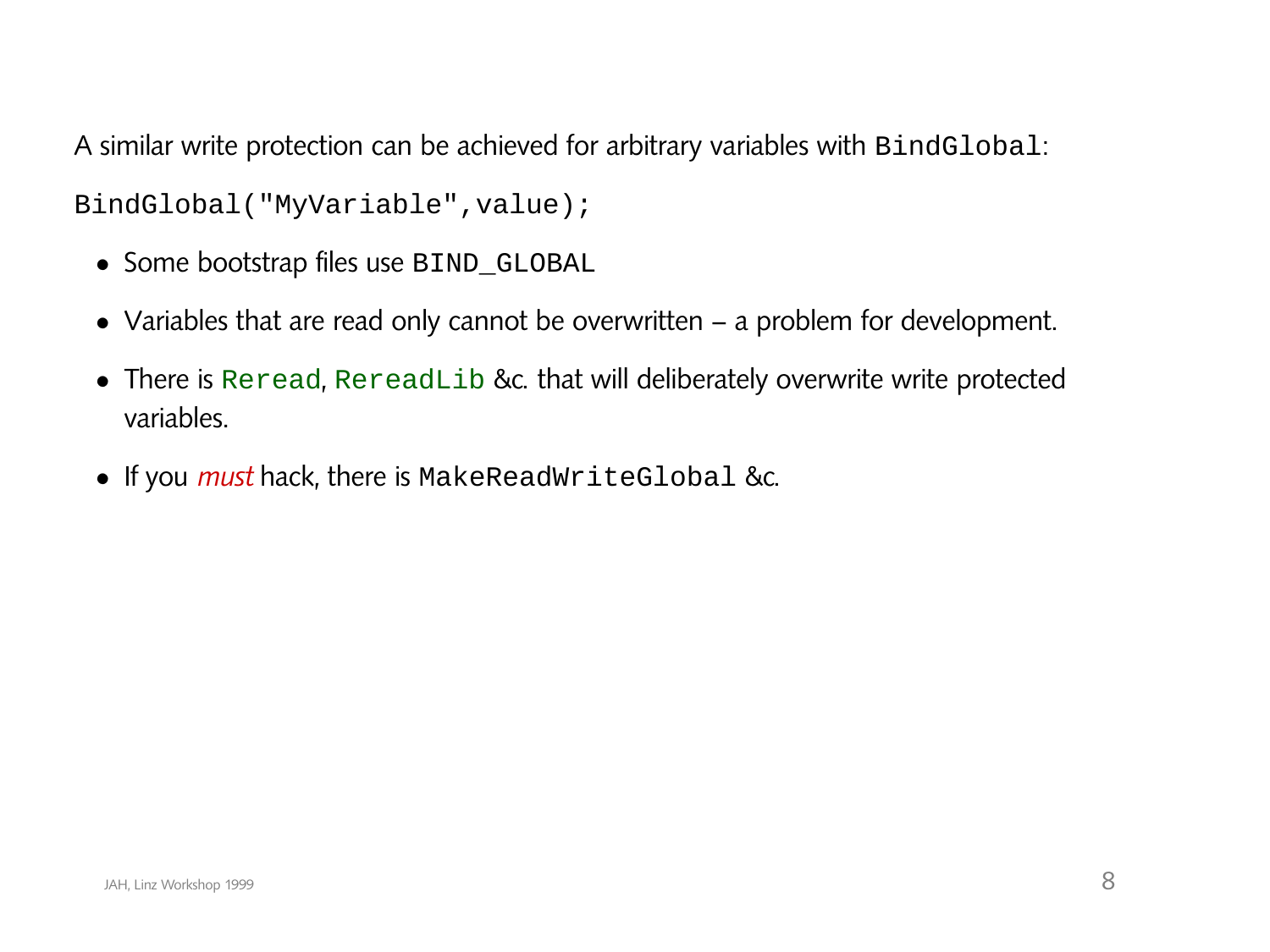A similar write protection can be achieved for arbitrary variables with `BindGlobal`:

```
BindGlobal("MyVariable",value);
```

- Some bootstrap files use `BIND_GLOBAL`
- Variables that are read only cannot be overwritten – a problem for development.
- There is `Reread`, `RereadLib` &c. that will deliberately overwrite write protected variables.
- If you *must* hack, there is `MakeReadWriteGlobal` &c.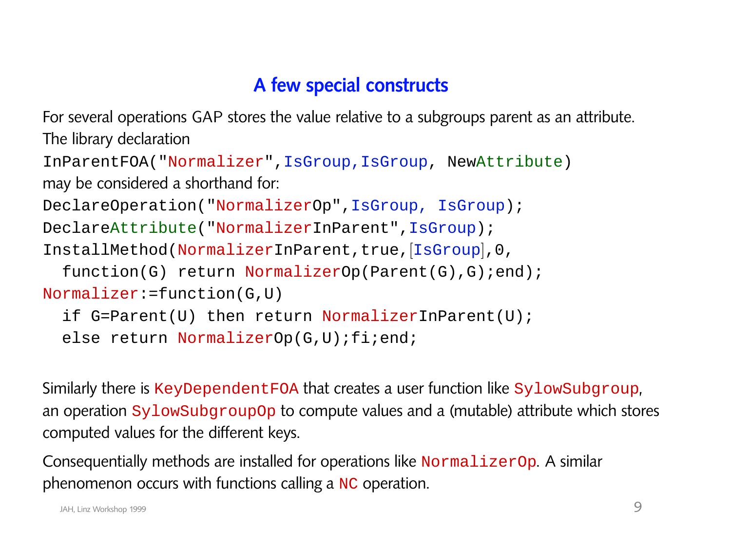# A few special constructs

For several operations GAP stores the value relative to a subgroups parent as an attribute. The library declaration

```
InParentFOA("Normalizer",IsGroup,IsGroup, NewAttribute)
```

may be considered a shorthand for:

```
DeclareOperation("NormalizerOp",IsGroup, IsGroup);
DeclareAttribute("NormalizerInParent",IsGroup);
InstallMethod(NormalizerInParent,true,[IsGroup],0,
  function(G) return NormalizerOp(Parent(G),G);end);
Normalizer:=function(G,U)
  if G=Parent(U) then return NormalizerInParent(U);
  else return NormalizerOp(G,U);fi;end;
```

Similarly there is `KeyDependentFOA` that creates a user function like `SylowSubgroup`, an operation `SylowSubgroupOp` to compute values and a (mutable) attribute which stores computed values for the different keys.

Consequentially methods are installed for operations like `NormalizerOp`. A similar phenomenon occurs with functions calling a `NC` operation.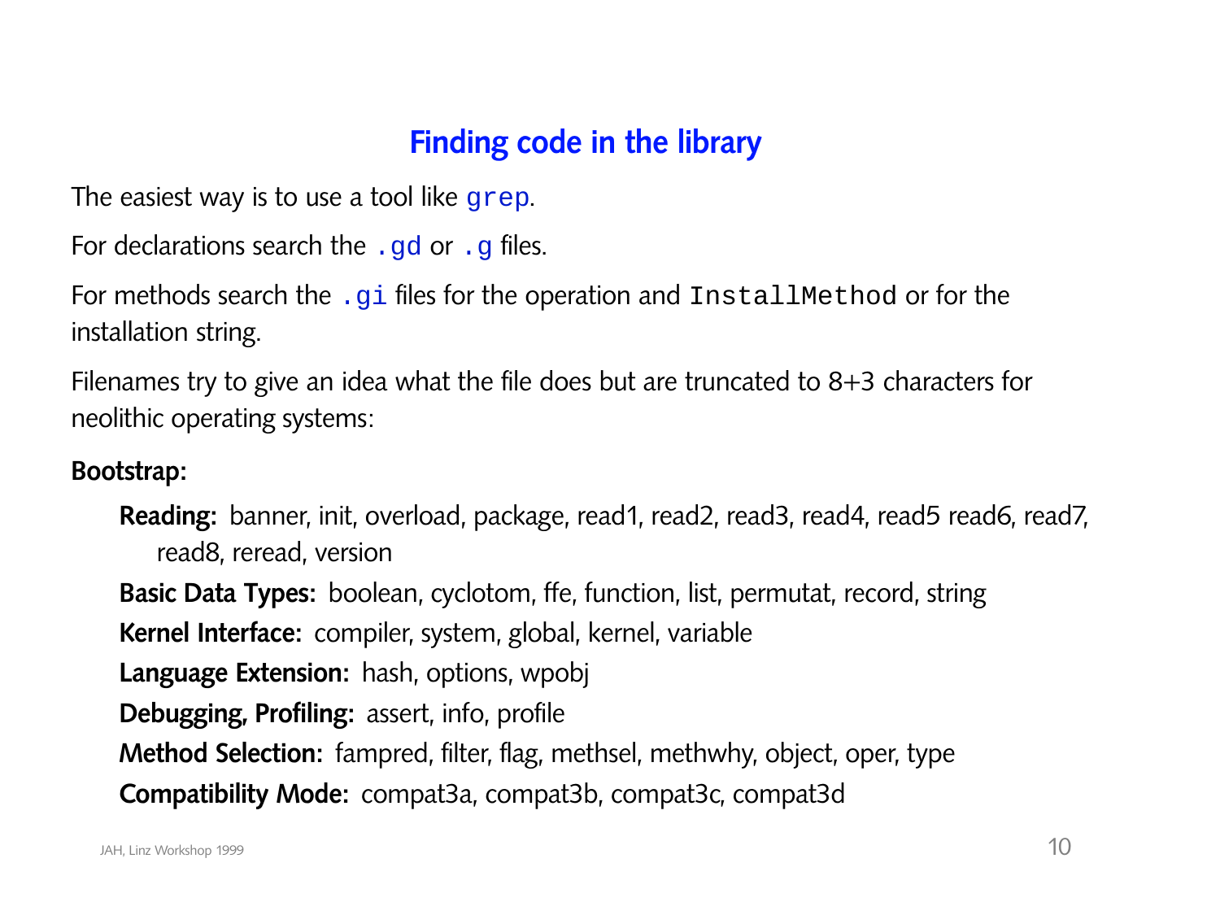# Finding code in the library

The easiest way is to use a tool like `grep`.

For declarations search the `.gd` or `.g` files.

For methods search the `.gi` files for the operation and `InstallMethod` or for the installation string.

Filenames try to give an idea what the file does but are truncated to 8+3 characters for neolithic operating systems:

**Bootstrap:**

- **Reading:** banner, init, overload, package, read1, read2, read3, read4, read5 read6, read7, read8, reread, version
- **Basic Data Types:** boolean, cyclotom, ffe, function, list, permutat, record, string
- **Kernel Interface:** compiler, system, global, kernel, variable
- **Language Extension:** hash, options, wpobj
- **Debugging, Profiling:** assert, info, profile
- **Method Selection:** fampred, filter, flag, methsel, methwhy, object, oper, type
- **Compatibility Mode:** compat3a, compat3b, compat3c, compat3d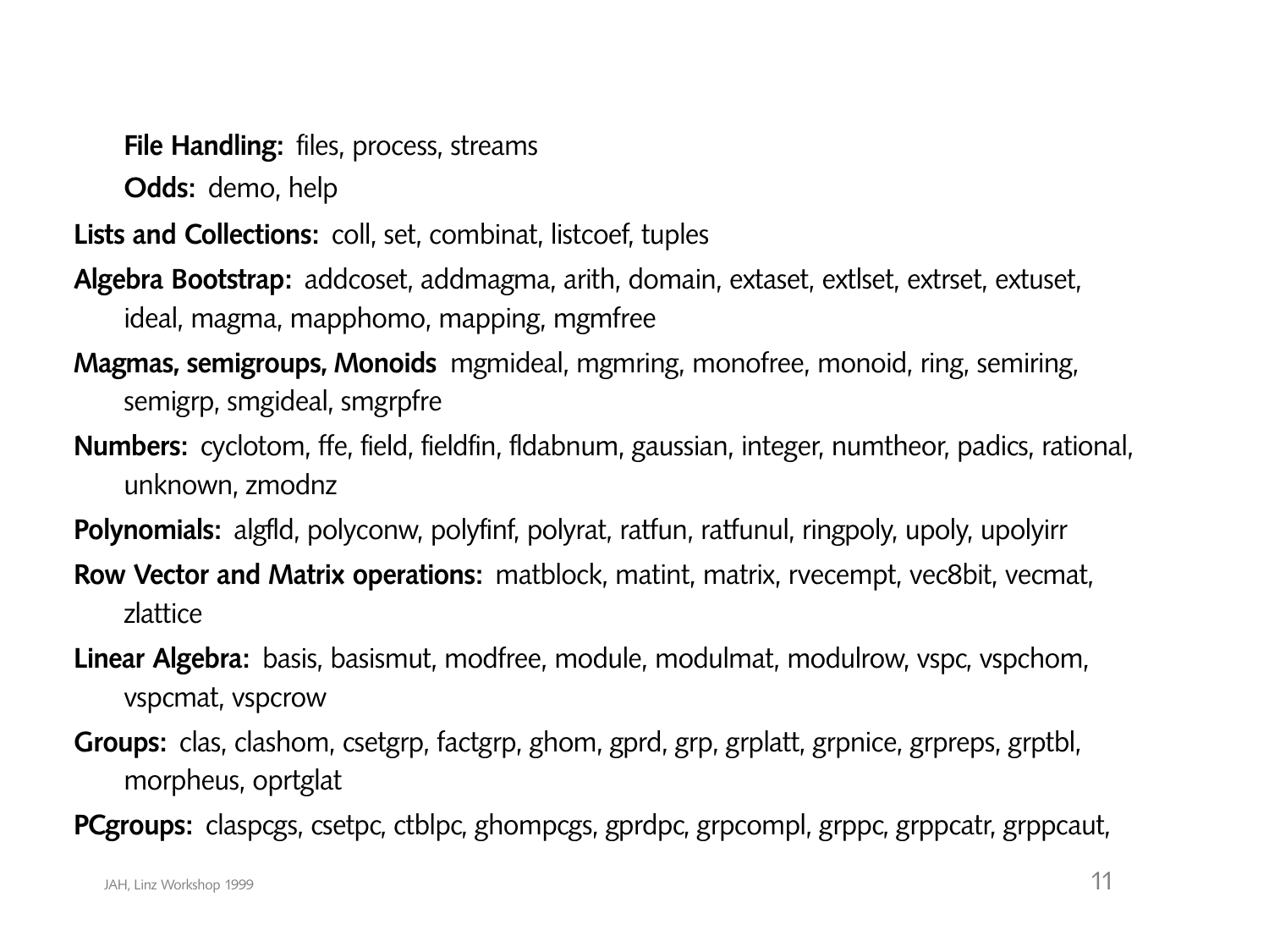- **File Handling:** files, process, streams
- **Odds:** demo, help

**Lists and Collections:** coll, set, combinat, listcoef, tuples

**Algebra Bootstrap:** addcoset, addmagma, arith, domain, extaset, extlset, extrset, extuset, ideal, magma, mapphomo, mapping, mgmfree

**Magmas, semigroups, Monoids** mgmideal, mgmring, monofree, monoid, ring, semiring, semigrp, smgideal, smgrpfre

**Numbers:** cyclotom, ffe, field, fieldfin, fldabnum, gaussian, integer, numtheor, padics, rational, unknown, zmodnz

**Polynomials:** algfld, polyconw, polyfinf, polyrat, ratfun, ratfunul, ringpoly, upoly, upolyirr

**Row Vector and Matrix operations:** matblock, matint, matrix, rvecempt, vec8bit, vecmat, zlattice

**Linear Algebra:** basis, basismut, modfree, module, modulmat, modulrow, vspc, vspchom, vspcmat, vspcrow

**Groups:** clas, clashom, csetgrp, factgrp, ghom, gprd, grp, grplatt, grpnice, grpreps, grptbl, morpheus, oprtglat

**PCgroups:** claspcgs, csetpc, ctblpc, ghompcgs, gprdpc, grpcompl, grppc, grppcatr, grppcaut,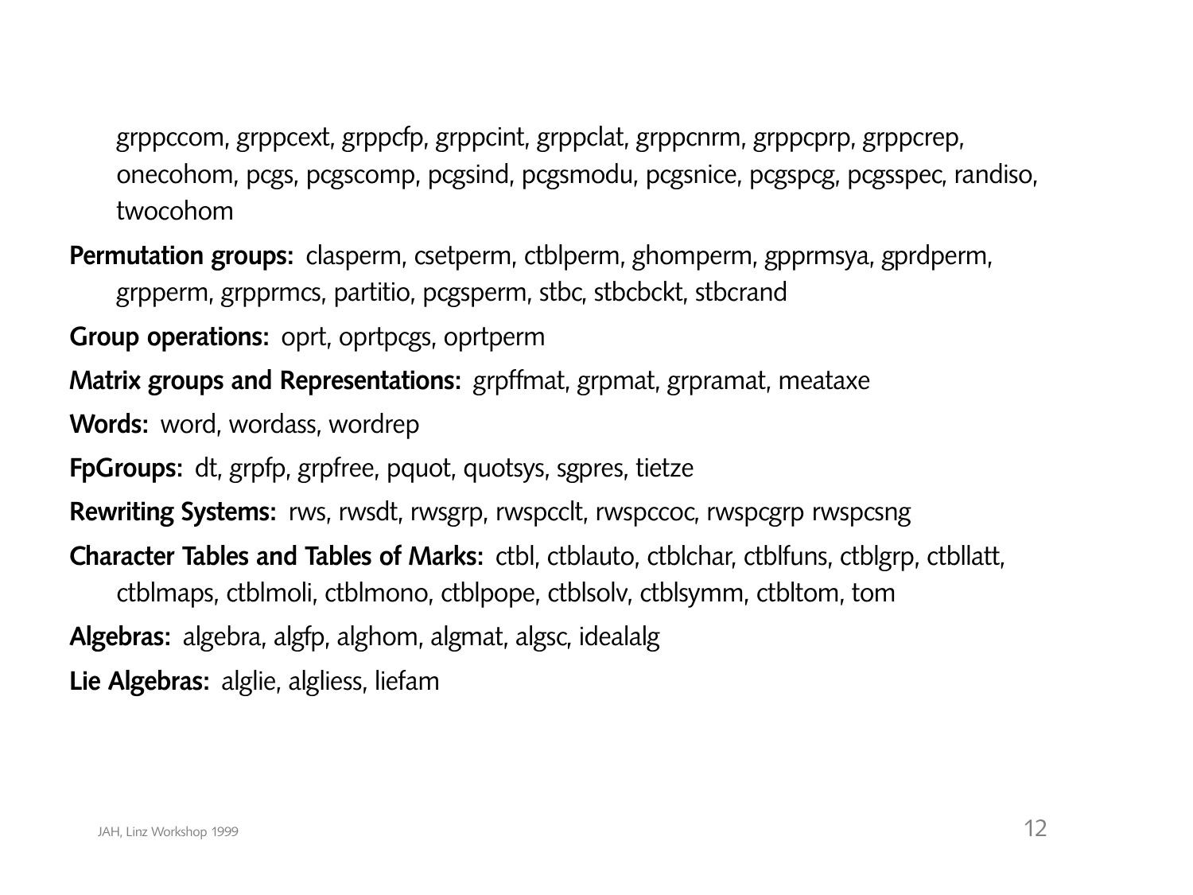grppccom, grppcext, grppcfp, grppcint, grppclat, grppcnrm, grppcprp, grppcrep, onecohom, pcgs, pcgscomp, pcgsind, pcgsmodu, pcgsnice, pcgspcg, pcgsspec, randiso, twocohom

**Permutation groups:** clasperm, csetperm, ctblperm, ghomperm, gpprmsya, gprdperm, grpperm, grpprmcs, partitio, pcgsperm, stbc, stbcbckt, stbcrand

**Group operations:** oprt, oprtpcgs, oprtperm

**Matrix groups and Representations:** grpffmat, grpmat, grpramat, meataxe

**Words:** word, wordass, wordrep

**FpGroups:** dt, grpfp, grpfree, pquot, quotsys, sgpres, tietze

**Rewriting Systems:** rws, rwsdt, rwsgrp, rwspcclt, rwspccoc, rwspcgrp rwspcsng

**Character Tables and Tables of Marks:** ctbl, ctblauto, ctblchar, ctblfuns, ctblgrp, ctbllatt, ctblmaps, ctblmoli, ctblmono, ctblpope, ctblsolv, ctblsymm, ctbltom, tom

**Algebras:** algebra, algfp, alghom, algmat, algsc, idealalg

**Lie Algebras:** alglie, algliess, liefam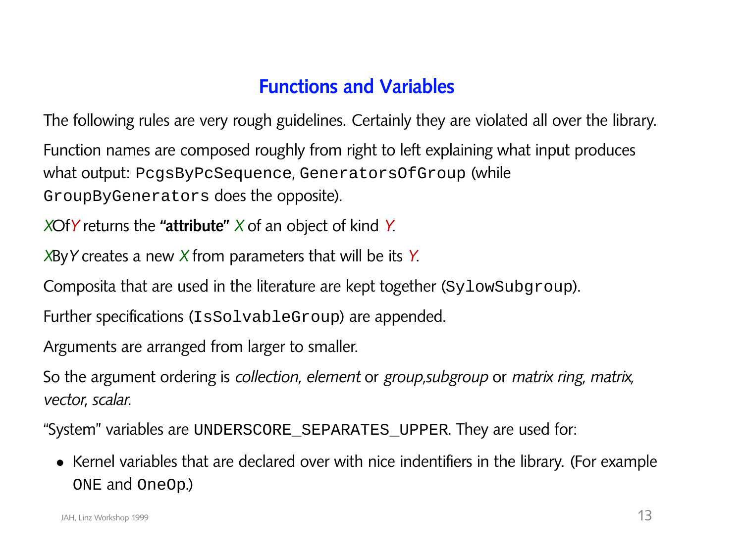## Functions and Variables

The following rules are very rough guidelines. Certainly they are violated all over the library.

Function names are composed roughly from right to left explaining what input produces what output: `PcgsByPcSequence`, `GeneratorsOfGroup` (while `GroupByGenerators` does the opposite).

*X*Of*Y* returns the **"attribute"** *X* of an object of kind *Y*.

*X*By*Y* creates a new *X* from parameters that will be its *Y*.

Composita that are used in the literature are kept together (`SylowSubgroup`).

Further specifications (`IsSolvableGroup`) are appended.

Arguments are arranged from larger to smaller.

So the argument ordering is *collection, element* or *group,subgroup* or *matrix ring, matrix, vector, scalar*.

"System" variables are `UNDERSCORE_SEPARATES_UPPER`. They are used for:

- Kernel variables that are declared over with nice indentifiers in the library. (For example `ONE` and `OneOp`.)

JAH, Linz Workshop 1999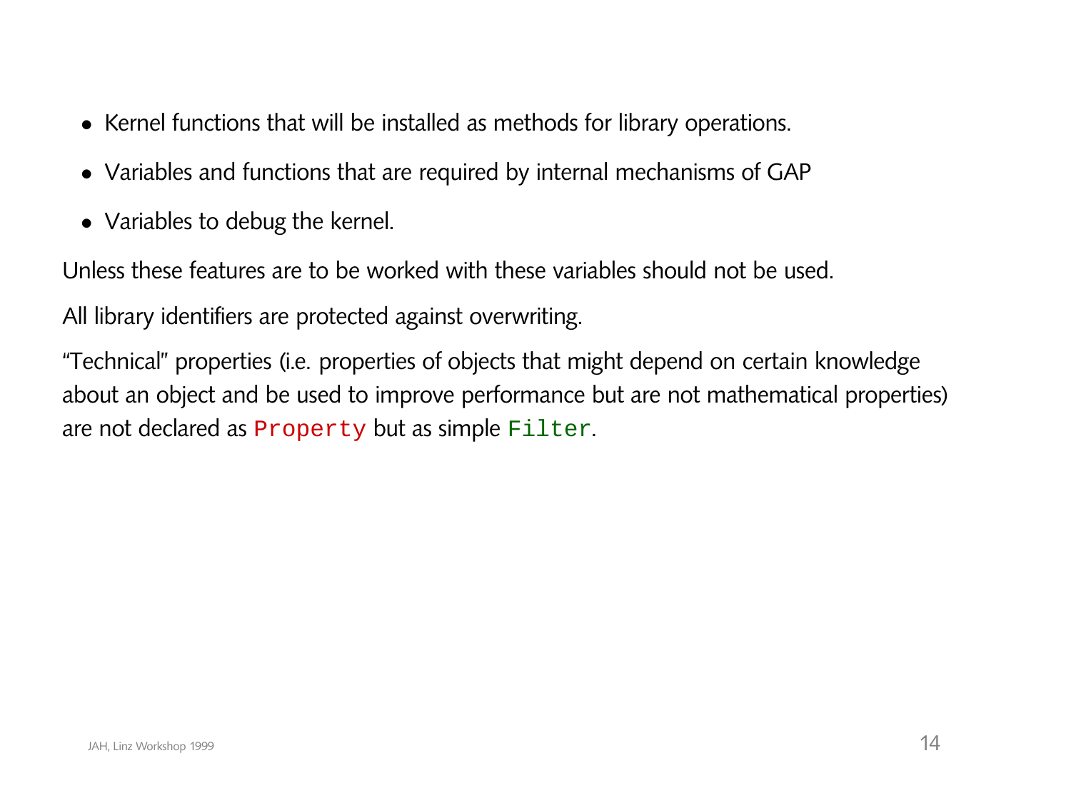- Kernel functions that will be installed as methods for library operations.
- Variables and functions that are required by internal mechanisms of GAP
- Variables to debug the kernel.

Unless these features are to be worked with these variables should not be used.

All library identifiers are protected against overwriting.

"Technical" properties (i.e. properties of objects that might depend on certain knowledge about an object and be used to improve performance but are not mathematical properties) are not declared as `Property` but as simple `Filter`.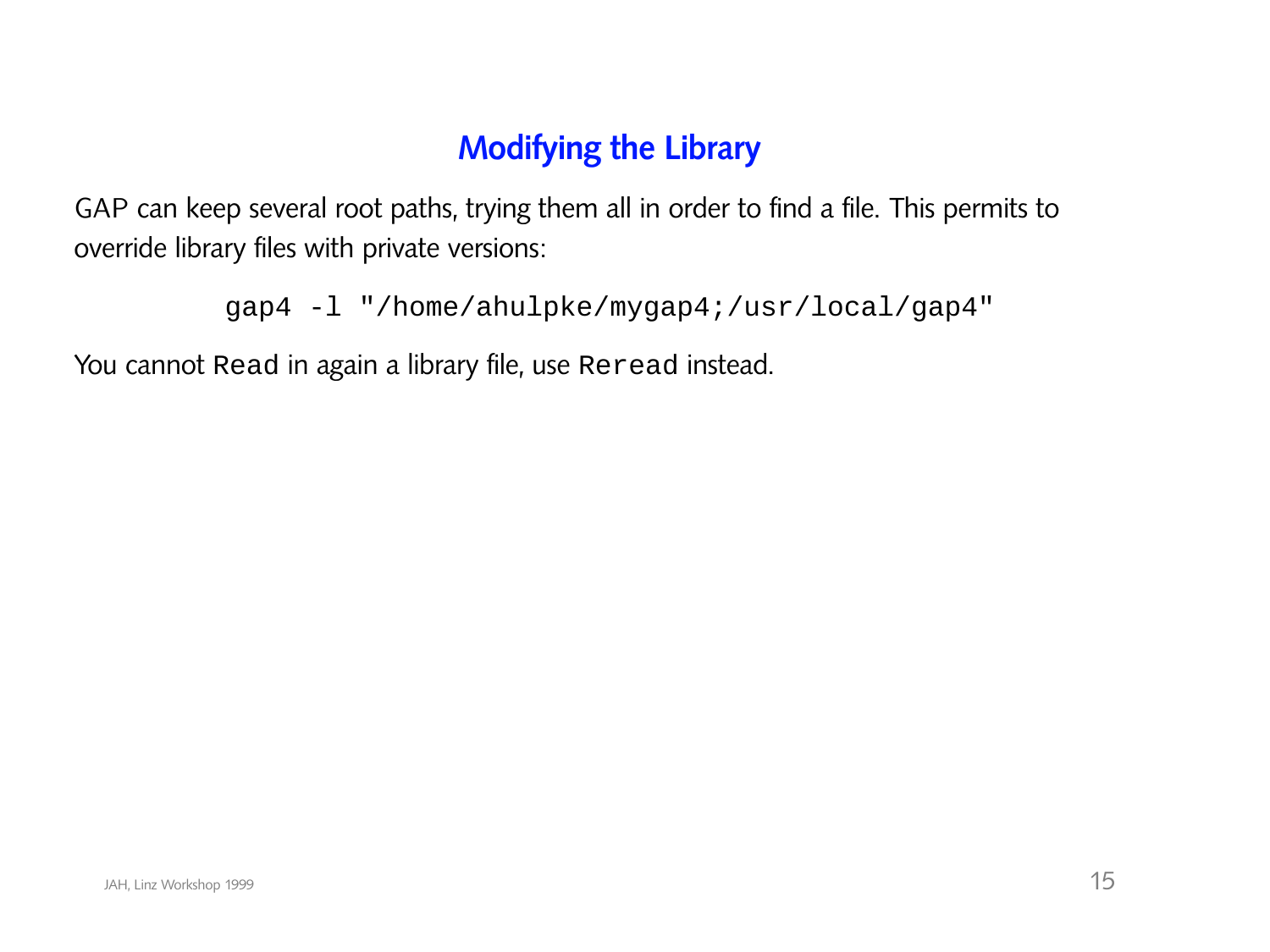# Modifying the Library

GAP can keep several root paths, trying them all in order to find a file. This permits to override library files with private versions:

```
gap4 -l "/home/ahulpke/mygap4;/usr/local/gap4"
```

You cannot `Read` in again a library file, use `Reread` instead.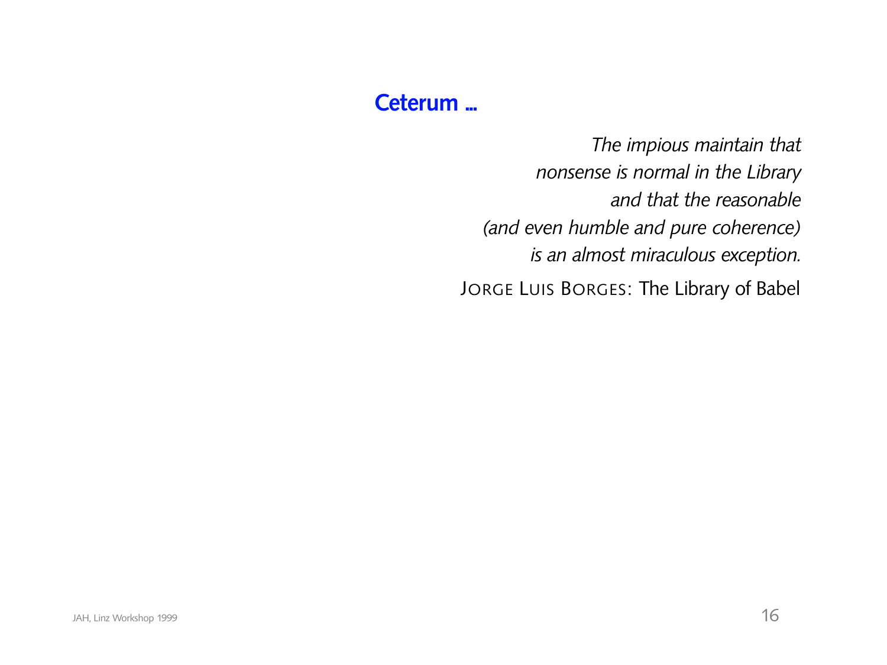## Ceterum ...

*The impious maintain that*
*nonsense is normal in the Library*
*and that the reasonable*
*(and even humble and pure coherence)*
*is an almost miraculous exception.*

JORGE LUIS BORGES: The Library of Babel